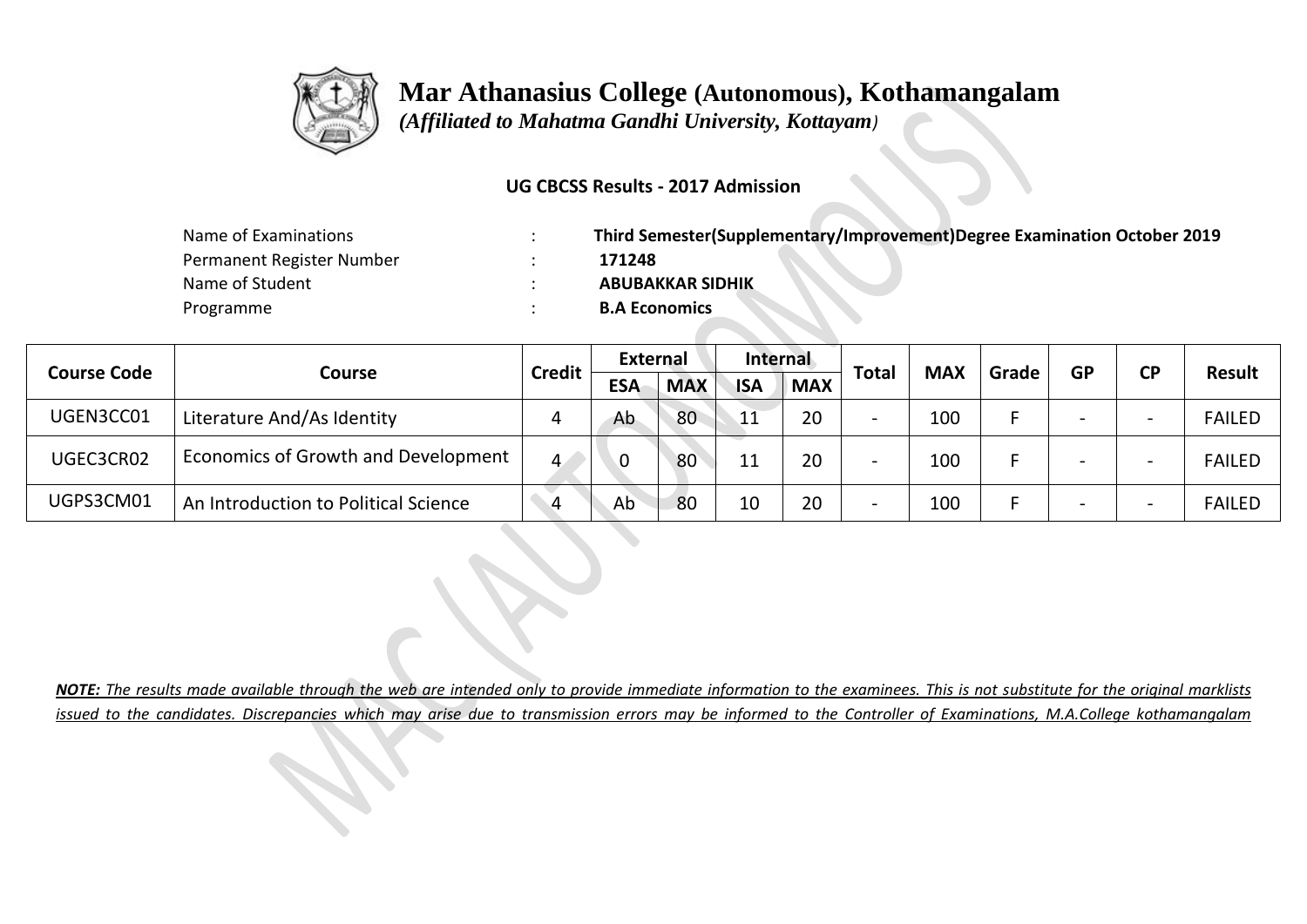# Mar Athanasius College (Autonomous), Kothamangalam

*(Affiliated to Mahatma Gandhi University, Kottayam)*

**UG CBCSS Results - 2017 Admission**

| | | |
|---|---|---|
| Name of Examinations | : | **Third Semester(Supplementary/Improvement)Degree Examination October 2019** |
| Permanent Register Number | : | **171248** |
| Name of Student | : | **ABUBAKKAR SIDHIK** |
| Programme | : | **B.A Economics** |

| Course Code | Course | Credit | External | | Internal | | Total | MAX | Grade | GP | CP | Result |
|---|---|---|---|---|---|---|---|---|---|---|---|---|
| | | | ESA | MAX | ISA | MAX | | | | | | |
| UGEN3CC01 | Literature And/As Identity | 4 | Ab | 80 | 11 | 20 | - | 100 | F | - | - | FAILED |
| UGEC3CR02 | Economics of Growth and Development | 4 | 0 | 80 | 11 | 20 | - | 100 | F | - | - | FAILED |
| UGPS3CM01 | An Introduction to Political Science | 4 | Ab | 80 | 10 | 20 | - | 100 | F | - | - | FAILED |

***NOTE:** The results made available through the web are intended only to provide immediate information to the examinees. This is not substitute for the original marklists issued to the candidates. Discrepancies which may arise due to transmission errors may be informed to the Controller of Examinations, M.A.College kothamangalam*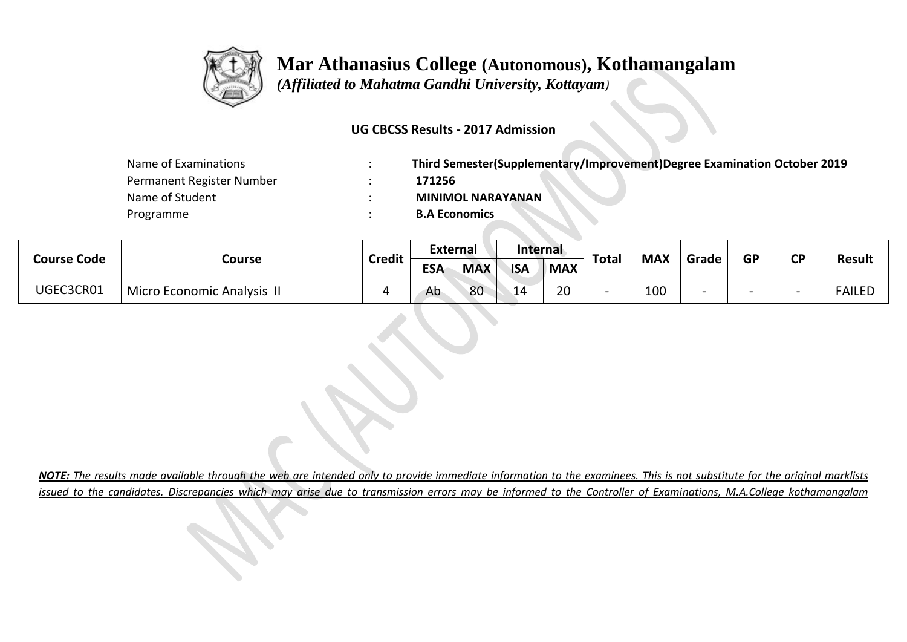# Mar Athanasius College (Autonomous), Kothamangalam

*(Affiliated to Mahatma Gandhi University, Kottayam)*

**UG CBCSS Results - 2017 Admission**

| | | |
|---|---|---|
| Name of Examinations | : | **Third Semester(Supplementary/Improvement)Degree Examination October 2019** |
| Permanent Register Number | : | **171256** |
| Name of Student | : | **MINIMOL NARAYANAN** |
| Programme | : | **B.A Economics** |

| Course Code | Course | Credit | External | | Internal | | Total | MAX | Grade | GP | CP | Result |
|---|---|---|---|---|---|---|---|---|---|---|---|---|
| | | | ESA | MAX | ISA | MAX | | | | | | |
| UGEC3CR01 | Micro Economic Analysis II | 4 | Ab | 80 | 14 | 20 | - | 100 | - | - | - | FAILED |

***NOTE:*** *The results made available through the web are intended only to provide immediate information to the examinees. This is not substitute for the original marklists issued to the candidates. Discrepancies which may arise due to transmission errors may be informed to the Controller of Examinations, M.A.College kothamangalam*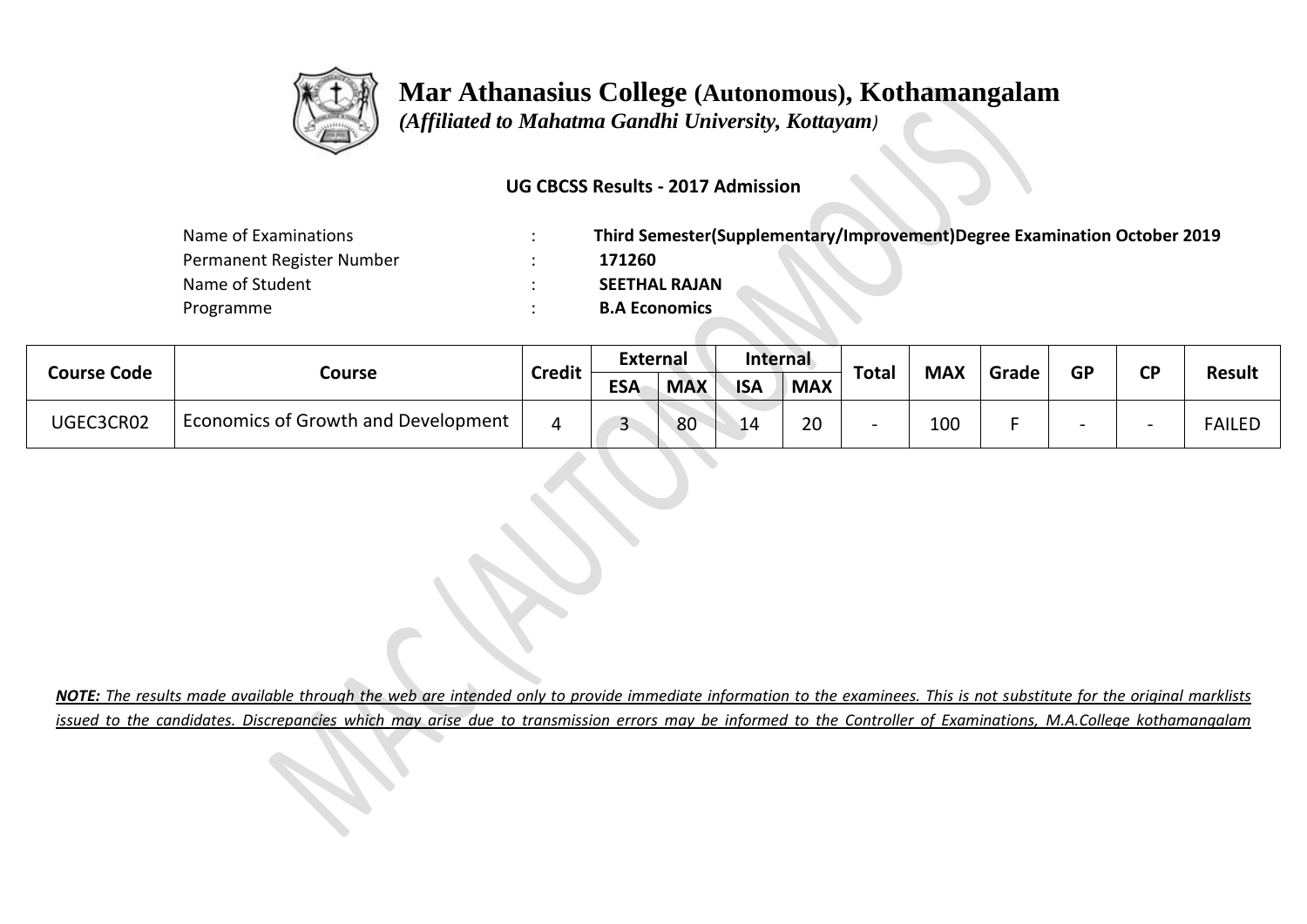# Mar Athanasius College (Autonomous), Kothamangalam

*(Affiliated to Mahatma Gandhi University, Kottayam)*

**UG CBCSS Results - 2017 Admission**

| | | |
|---|---|---|
| Name of Examinations | : | **Third Semester(Supplementary/Improvement)Degree Examination October 2019** |
| Permanent Register Number | : | **171260** |
| Name of Student | : | **SEETHAL RAJAN** |
| Programme | : | **B.A Economics** |

| Course Code | Course | Credit | External | | Internal | | Total | MAX | Grade | GP | CP | Result |
|---|---|---|---|---|---|---|---|---|---|---|---|---|
| | | | ESA | MAX | ISA | MAX | | | | | | |
| UGEC3CR02 | Economics of Growth and Development | 4 | 3 | 80 | 14 | 20 | - | 100 | F | - | - | FAILED |

***NOTE:** The results made available through the web are intended only to provide immediate information to the examinees. This is not substitute for the original marklists issued to the candidates. Discrepancies which may arise due to transmission errors may be informed to the Controller of Examinations, M.A.College kothamangalam*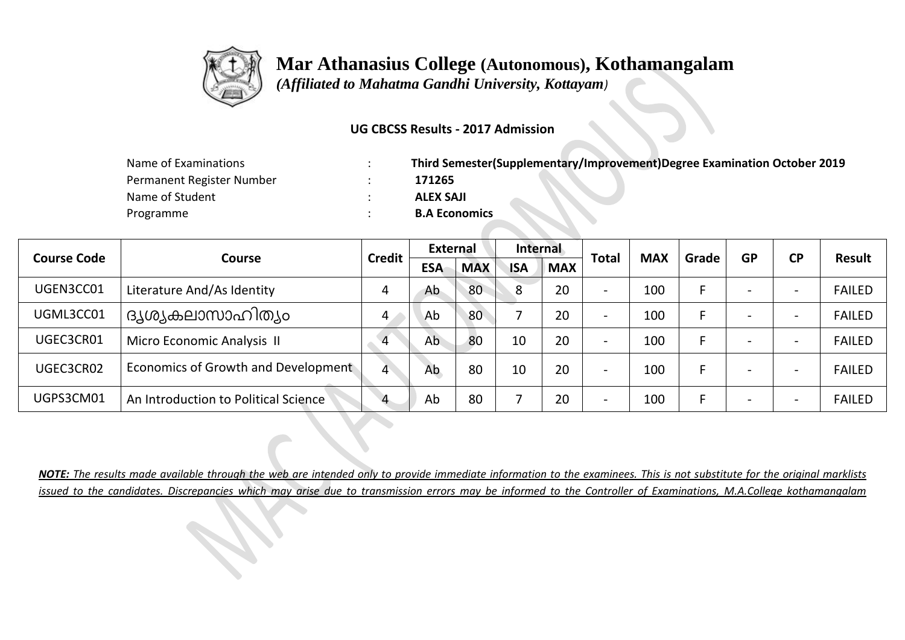# Mar Athanasius College (Autonomous), Kothamangalam

*(Affiliated to Mahatma Gandhi University, Kottayam)*

**UG CBCSS Results - 2017 Admission**

| | | |
|---|---|---|
| Name of Examinations | : | **Third Semester(Supplementary/Improvement)Degree Examination October 2019** |
| Permanent Register Number | : | **171265** |
| Name of Student | : | **ALEX SAJI** |
| Programme | : | **B.A Economics** |

| Course Code | Course | Credit | External | | Internal | | Total | MAX | Grade | GP | CP | Result |
|---|---|---|---|---|---|---|---|---|---|---|---|---|
| | | | ESA | MAX | ISA | MAX | | | | | | |
| UGEN3CC01 | Literature And/As Identity | 4 | Ab | 80 | 8 | 20 | - | 100 | F | - | - | FAILED |
| UGML3CC01 | ദൃശ്യകലാസാഹിത്യം | 4 | Ab | 80 | 7 | 20 | - | 100 | F | - | - | FAILED |
| UGEC3CR01 | Micro Economic Analysis II | 4 | Ab | 80 | 10 | 20 | - | 100 | F | - | - | FAILED |
| UGEC3CR02 | Economics of Growth and Development | 4 | Ab | 80 | 10 | 20 | - | 100 | F | - | - | FAILED |
| UGPS3CM01 | An Introduction to Political Science | 4 | Ab | 80 | 7 | 20 | - | 100 | F | - | - | FAILED |

***NOTE:** The results made available through the web are intended only to provide immediate information to the examinees. This is not substitute for the original marklists issued to the candidates. Discrepancies which may arise due to transmission errors may be informed to the Controller of Examinations, M.A.College kothamangalam*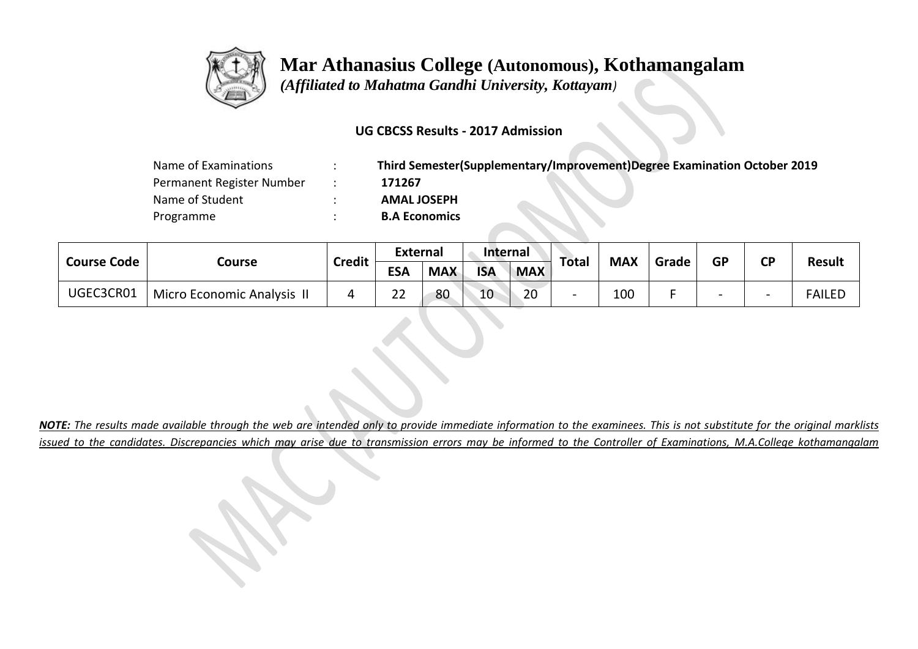# Mar Athanasius College (Autonomous), Kothamangalam

*(Affiliated to Mahatma Gandhi University, Kottayam)*

**UG CBCSS Results - 2017 Admission**

| | | |
|---|---|---|
| Name of Examinations | : | **Third Semester(Supplementary/Improvement)Degree Examination October 2019** |
| Permanent Register Number | : | **171267** |
| Name of Student | : | **AMAL JOSEPH** |
| Programme | : | **B.A Economics** |

| Course Code | Course | Credit | External | | Internal | | Total | MAX | Grade | GP | CP | Result |
|---|---|---|---|---|---|---|---|---|---|---|---|---|
| | | | ESA | MAX | ISA | MAX | | | | | | |
| UGEC3CR01 | Micro Economic Analysis II | 4 | 22 | 80 | 10 | 20 | - | 100 | F | - | - | FAILED |

***NOTE:** The results made available through the web are intended only to provide immediate information to the examinees. This is not substitute for the original marklists issued to the candidates. Discrepancies which may arise due to transmission errors may be informed to the Controller of Examinations, M.A.College kothamangalam*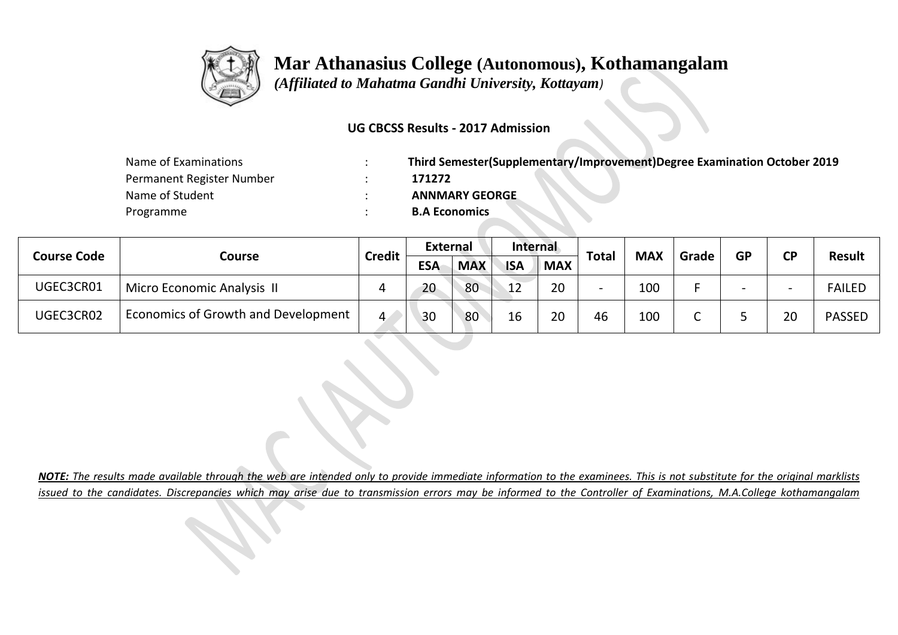# Mar Athanasius College (Autonomous), Kothamangalam

*(Affiliated to Mahatma Gandhi University, Kottayam)*

**UG CBCSS Results - 2017 Admission**

| | | |
|---|---|---|
| Name of Examinations | : | **Third Semester(Supplementary/Improvement)Degree Examination October 2019** |
| Permanent Register Number | : | **171272** |
| Name of Student | : | **ANNMARY GEORGE** |
| Programme | : | **B.A Economics** |

| Course Code | Course | Credit | External | | Internal | | Total | MAX | Grade | GP | CP | Result |
|---|---|---|---|---|---|---|---|---|---|---|---|---|
| | | | ESA | MAX | ISA | MAX | | | | | | |
| UGEC3CR01 | Micro Economic Analysis II | 4 | 20 | 80 | 12 | 20 | - | 100 | F | - | - | FAILED |
| UGEC3CR02 | Economics of Growth and Development | 4 | 30 | 80 | 16 | 20 | 46 | 100 | C | 5 | 20 | PASSED |

***NOTE:*** *The results made available through the web are intended only to provide immediate information to the examinees. This is not substitute for the original marklists issued to the candidates. Discrepancies which may arise due to transmission errors may be informed to the Controller of Examinations, M.A.College kothamangalam*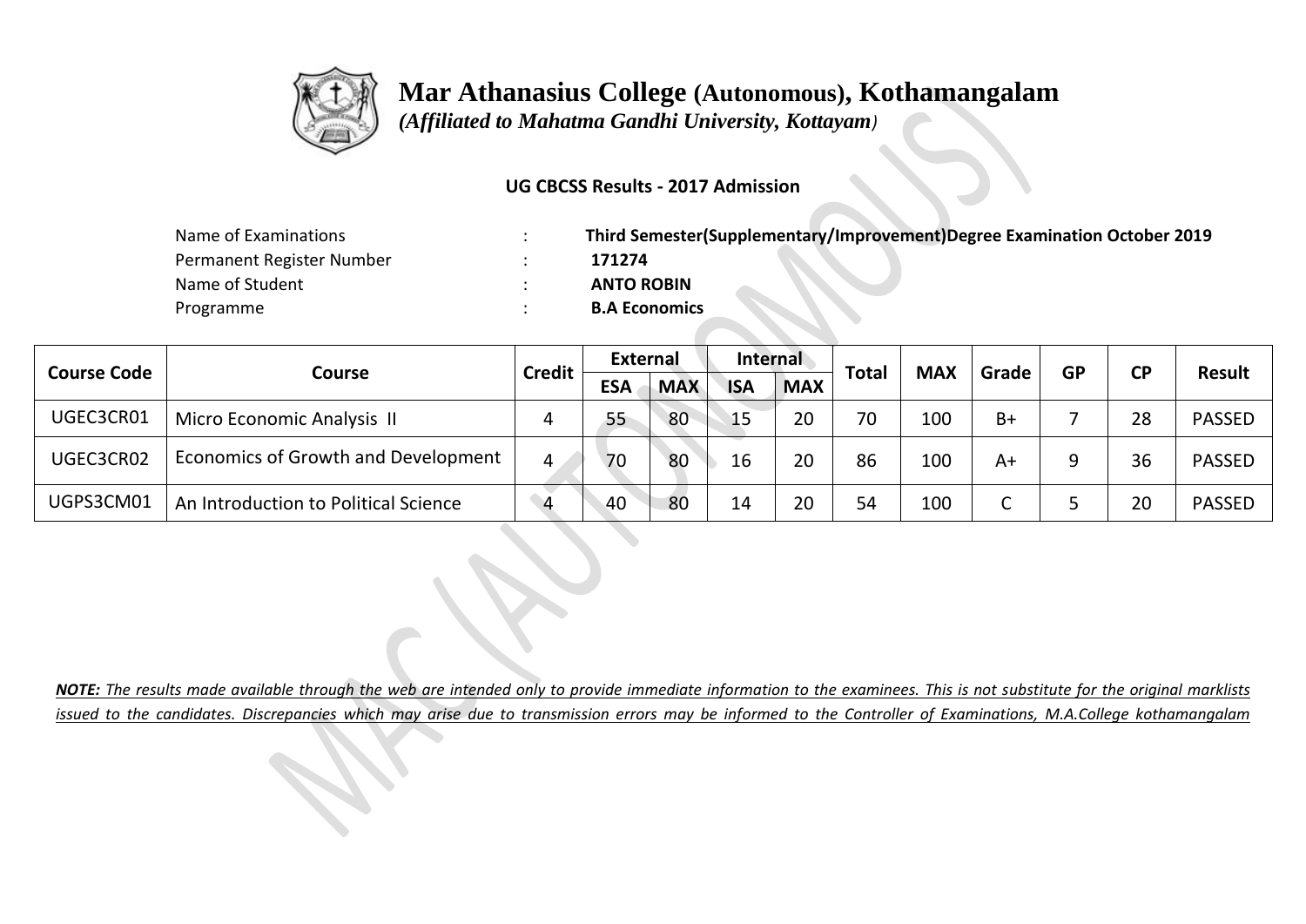# Mar Athanasius College (Autonomous), Kothamangalam

*(Affiliated to Mahatma Gandhi University, Kottayam)*

**UG CBCSS Results - 2017 Admission**

| | | |
|---|---|---|
| Name of Examinations | : | **Third Semester(Supplementary/Improvement)Degree Examination October 2019** |
| Permanent Register Number | : | **171274** |
| Name of Student | : | **ANTO ROBIN** |
| Programme | : | **B.A Economics** |

| Course Code | Course | Credit | External | | Internal | | Total | MAX | Grade | GP | CP | Result |
|---|---|---|---|---|---|---|---|---|---|---|---|---|
| | | | ESA | MAX | ISA | MAX | | | | | | |
| UGEC3CR01 | Micro Economic Analysis II | 4 | 55 | 80 | 15 | 20 | 70 | 100 | B+ | 7 | 28 | PASSED |
| UGEC3CR02 | Economics of Growth and Development | 4 | 70 | 80 | 16 | 20 | 86 | 100 | A+ | 9 | 36 | PASSED |
| UGPS3CM01 | An Introduction to Political Science | 4 | 40 | 80 | 14 | 20 | 54 | 100 | C | 5 | 20 | PASSED |

***NOTE:** The results made available through the web are intended only to provide immediate information to the examinees. This is not substitute for the original marklists issued to the candidates. Discrepancies which may arise due to transmission errors may be informed to the Controller of Examinations, M.A.College kothamangalam*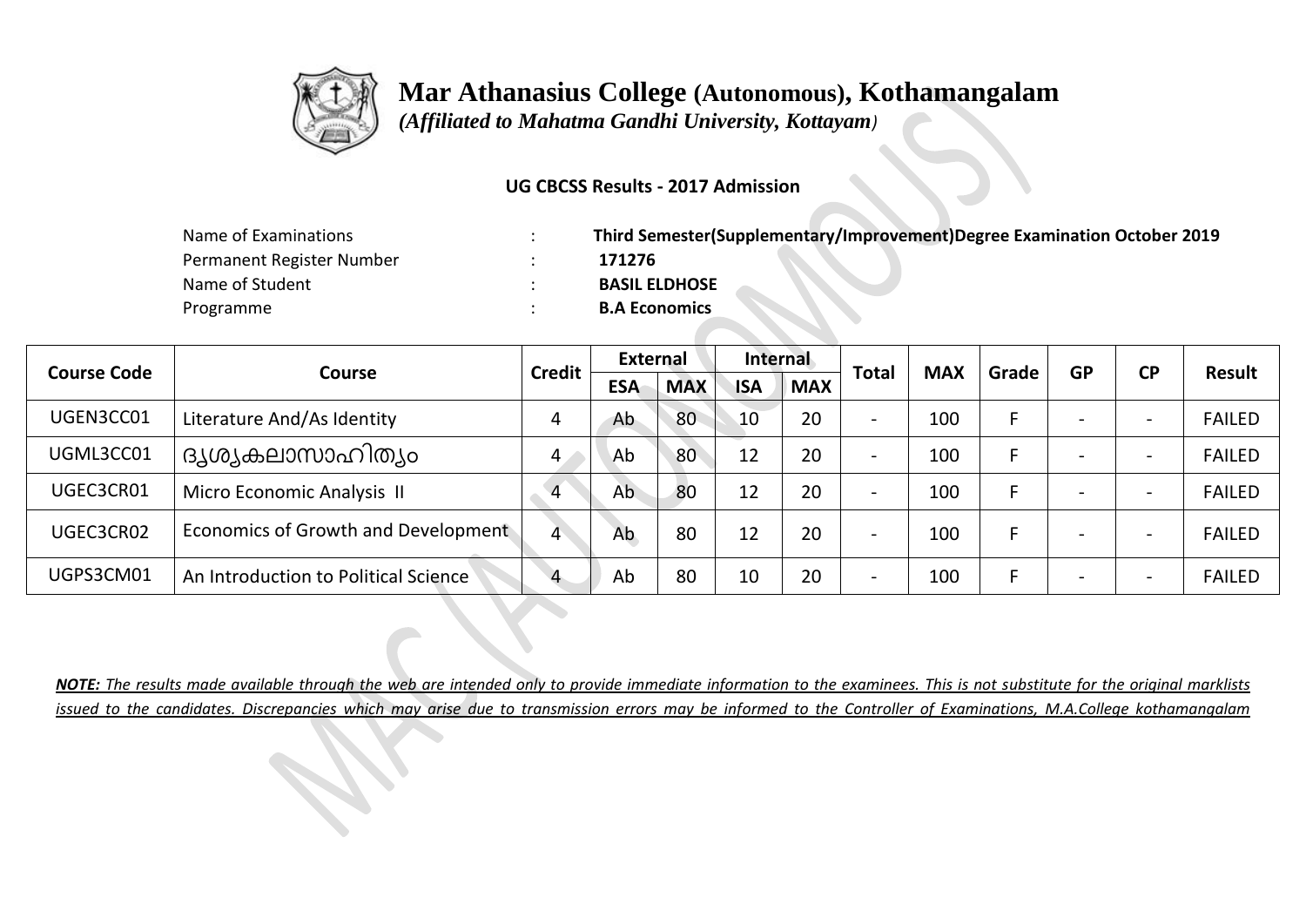# Mar Athanasius College (Autonomous), Kothamangalam

*(Affiliated to Mahatma Gandhi University, Kottayam)*

**UG CBCSS Results - 2017 Admission**

| | | |
|---|---|---|
| Name of Examinations | : | **Third Semester(Supplementary/Improvement)Degree Examination October 2019** |
| Permanent Register Number | : | **171276** |
| Name of Student | : | **BASIL ELDHOSE** |
| Programme | : | **B.A Economics** |

| Course Code | Course | Credit | External | | Internal | | Total | MAX | Grade | GP | CP | Result |
|---|---|---|---|---|---|---|---|---|---|---|---|---|
| | | | ESA | MAX | ISA | MAX | | | | | | |
| UGEN3CC01 | Literature And/As Identity | 4 | Ab | 80 | 10 | 20 | - | 100 | F | - | - | FAILED |
| UGML3CC01 | ദൃശ്യകലാസാഹിത്യം | 4 | Ab | 80 | 12 | 20 | - | 100 | F | - | - | FAILED |
| UGEC3CR01 | Micro Economic Analysis II | 4 | Ab | 80 | 12 | 20 | - | 100 | F | - | - | FAILED |
| UGEC3CR02 | Economics of Growth and Development | 4 | Ab | 80 | 12 | 20 | - | 100 | F | - | - | FAILED |
| UGPS3CM01 | An Introduction to Political Science | 4 | Ab | 80 | 10 | 20 | - | 100 | F | - | - | FAILED |

***NOTE:** The results made available through the web are intended only to provide immediate information to the examinees. This is not substitute for the original marklists issued to the candidates. Discrepancies which may arise due to transmission errors may be informed to the Controller of Examinations, M.A.College kothamangalam*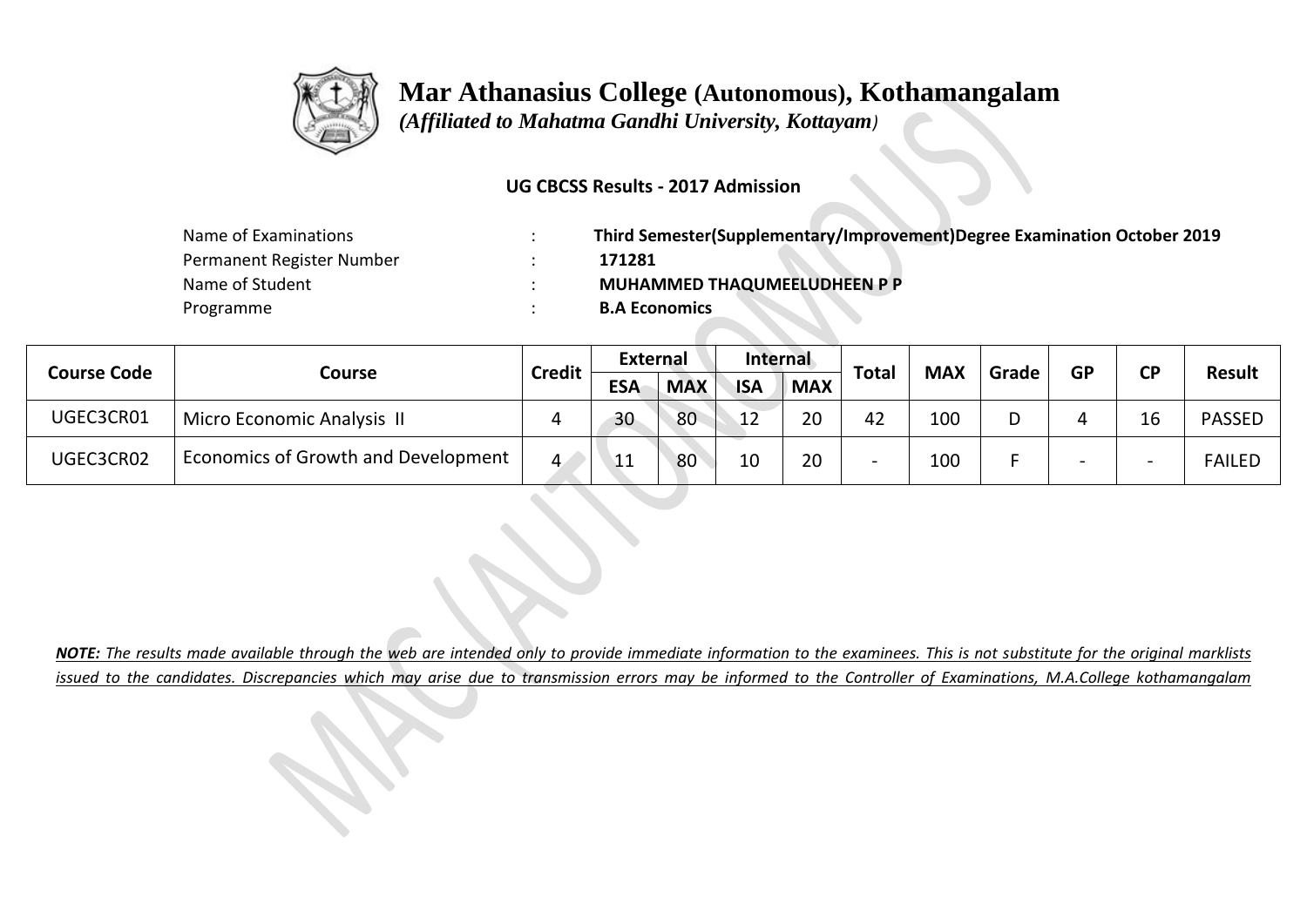# Mar Athanasius College (Autonomous), Kothamangalam

*(Affiliated to Mahatma Gandhi University, Kottayam)*

**UG CBCSS Results - 2017 Admission**

| | | |
|---|---|---|
| Name of Examinations | : | **Third Semester(Supplementary/Improvement)Degree Examination October 2019** |
| Permanent Register Number | : | **171281** |
| Name of Student | : | **MUHAMMED THAQUMEELUDHEEN P P** |
| Programme | : | **B.A Economics** |

| Course Code | Course | Credit | External | | Internal | | Total | MAX | Grade | GP | CP | Result |
|---|---|---|---|---|---|---|---|---|---|---|---|---|
| | | | ESA | MAX | ISA | MAX | | | | | | |
| UGEC3CR01 | Micro Economic Analysis II | 4 | 30 | 80 | 12 | 20 | 42 | 100 | D | 4 | 16 | PASSED |
| UGEC3CR02 | Economics of Growth and Development | 4 | 11 | 80 | 10 | 20 | - | 100 | F | - | - | FAILED |

***NOTE:** The results made available through the web are intended only to provide immediate information to the examinees. This is not substitute for the original marklists issued to the candidates. Discrepancies which may arise due to transmission errors may be informed to the Controller of Examinations, M.A.College kothamangalam*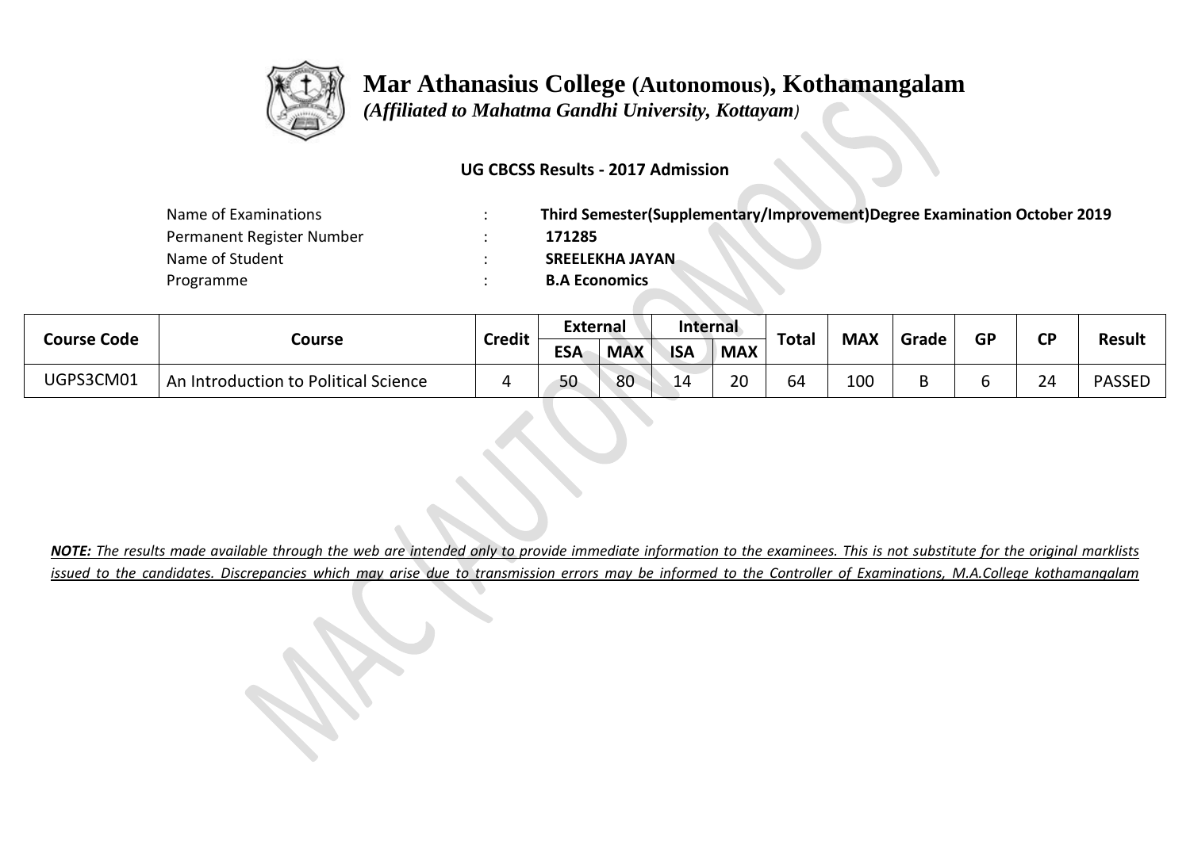# Mar Athanasius College (Autonomous), Kothamangalam

*(Affiliated to Mahatma Gandhi University, Kottayam)*

**UG CBCSS Results - 2017 Admission**

| | | |
|---|---|---|
| Name of Examinations | : | **Third Semester(Supplementary/Improvement)Degree Examination October 2019** |
| Permanent Register Number | : | **171285** |
| Name of Student | : | **SREELEKHA JAYAN** |
| Programme | : | **B.A Economics** |

| Course Code | Course | Credit | External | | Internal | | Total | MAX | Grade | GP | CP | Result |
|---|---|---|---|---|---|---|---|---|---|---|---|---|
| | | | ESA | MAX | ISA | MAX | | | | | | |
| UGPS3CM01 | An Introduction to Political Science | 4 | 50 | 80 | 14 | 20 | 64 | 100 | B | 6 | 24 | PASSED |

***NOTE:*** *The results made available through the web are intended only to provide immediate information to the examinees. This is not substitute for the original marklists issued to the candidates. Discrepancies which may arise due to transmission errors may be informed to the Controller of Examinations, M.A.College kothamangalam*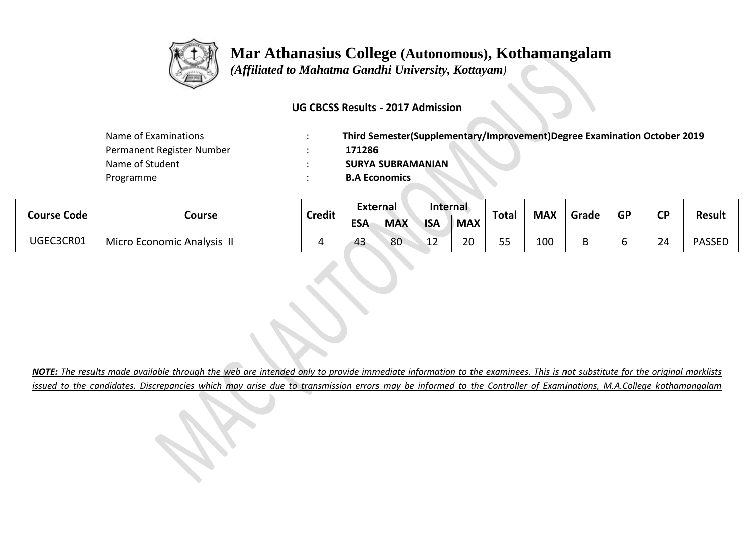# Mar Athanasius College (Autonomous), Kothamangalam

*(Affiliated to Mahatma Gandhi University, Kottayam)*

**UG CBCSS Results - 2017 Admission**

| | | |
|---|---|---|
| Name of Examinations | : | **Third Semester(Supplementary/Improvement)Degree Examination October 2019** |
| Permanent Register Number | : | **171286** |
| Name of Student | : | **SURYA SUBRAMANIAN** |
| Programme | : | **B.A Economics** |

| Course Code | Course | Credit | External | | Internal | | Total | MAX | Grade | GP | CP | Result |
|---|---|---|---|---|---|---|---|---|---|---|---|---|
| | | | ESA | MAX | ISA | MAX | | | | | | |
| UGEC3CR01 | Micro Economic Analysis II | 4 | 43 | 80 | 12 | 20 | 55 | 100 | B | 6 | 24 | PASSED |

***NOTE:** The results made available through the web are intended only to provide immediate information to the examinees. This is not substitute for the original marklists issued to the candidates. Discrepancies which may arise due to transmission errors may be informed to the Controller of Examinations, M.A.College kothamangalam*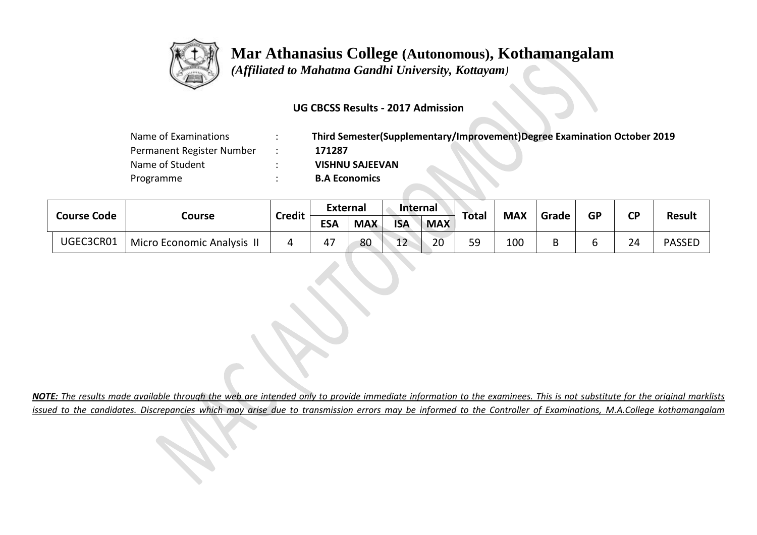# Mar Athanasius College (Autonomous), Kothamangalam

*(Affiliated to Mahatma Gandhi University, Kottayam)*

### UG CBCSS Results - 2017 Admission

| | | |
|---|---|---|
| Name of Examinations | : | **Third Semester(Supplementary/Improvement)Degree Examination October 2019** |
| Permanent Register Number | : | **171287** |
| Name of Student | : | **VISHNU SAJEEVAN** |
| Programme | : | **B.A Economics** |

| Course Code | Course | Credit | External | | Internal | | Total | MAX | Grade | GP | CP | Result |
|---|---|---|---|---|---|---|---|---|---|---|---|---|
| | | | ESA | MAX | ISA | MAX | | | | | | |
| UGEC3CR01 | Micro Economic Analysis II | 4 | 47 | 80 | 12 | 20 | 59 | 100 | B | 6 | 24 | PASSED |

***NOTE:** The results made available through the web are intended only to provide immediate information to the examinees. This is not substitute for the original marklists issued to the candidates. Discrepancies which may arise due to transmission errors may be informed to the Controller of Examinations, M.A.College kothamangalam*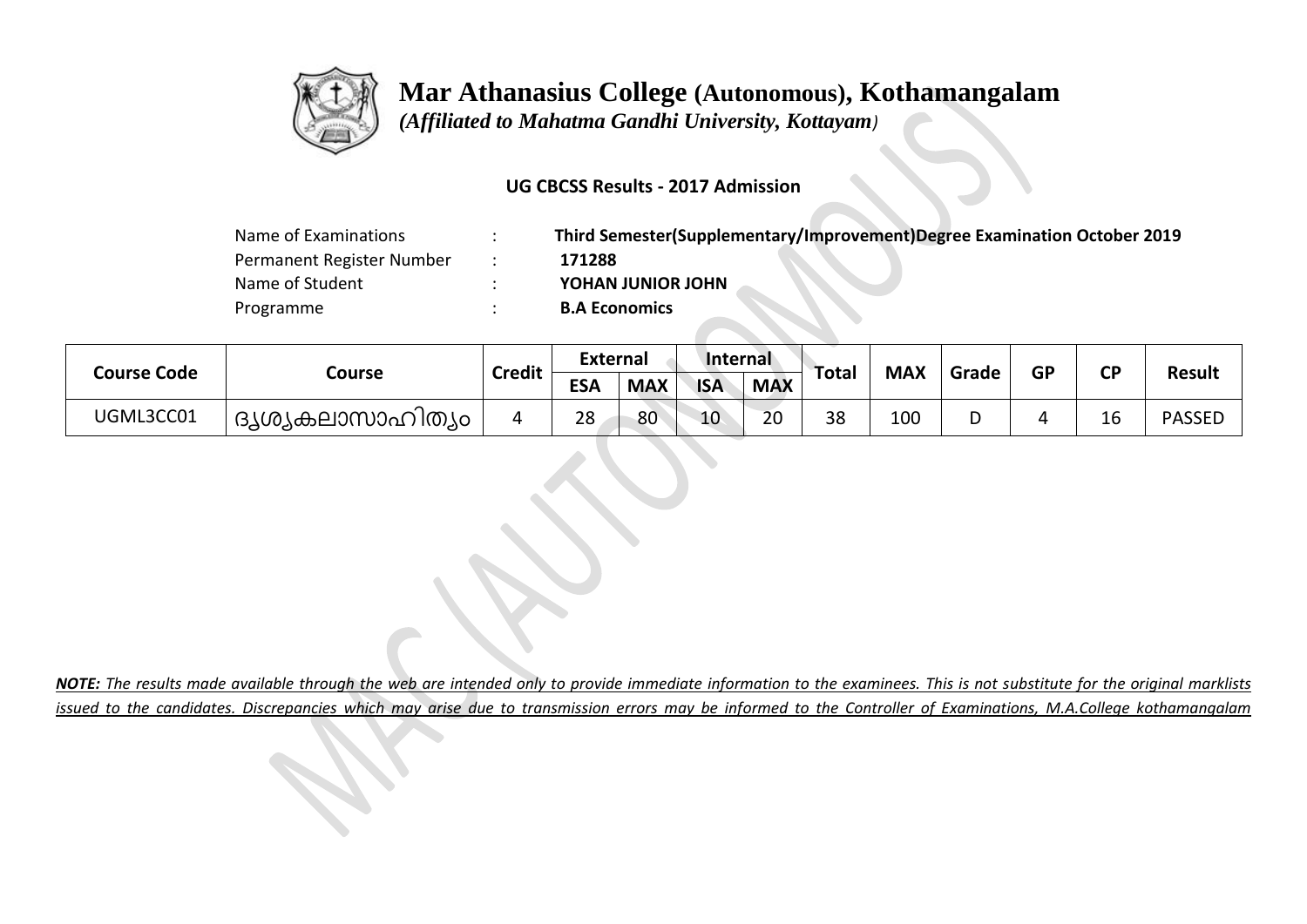# Mar Athanasius College (Autonomous), Kothamangalam

*(Affiliated to Mahatma Gandhi University, Kottayam)*

**UG CBCSS Results - 2017 Admission**

| | | |
|---|---|---|
| Name of Examinations | : | **Third Semester(Supplementary/Improvement)Degree Examination October 2019** |
| Permanent Register Number | : | **171288** |
| Name of Student | : | **YOHAN JUNIOR JOHN** |
| Programme | : | **B.A Economics** |

| Course Code | Course | Credit | External | | Internal | | Total | MAX | Grade | GP | CP | Result |
|---|---|---|---|---|---|---|---|---|---|---|---|---|
| | | | ESA | MAX | ISA | MAX | | | | | | |
| UGML3CC01 | ദൃശ്യകലാസാഹിത്യം | 4 | 28 | 80 | 10 | 20 | 38 | 100 | D | 4 | 16 | PASSED |

***NOTE:*** *The results made available through the web are intended only to provide immediate information to the examinees. This is not substitute for the original marklists issued to the candidates. Discrepancies which may arise due to transmission errors may be informed to the Controller of Examinations, M.A.College kothamangalam*